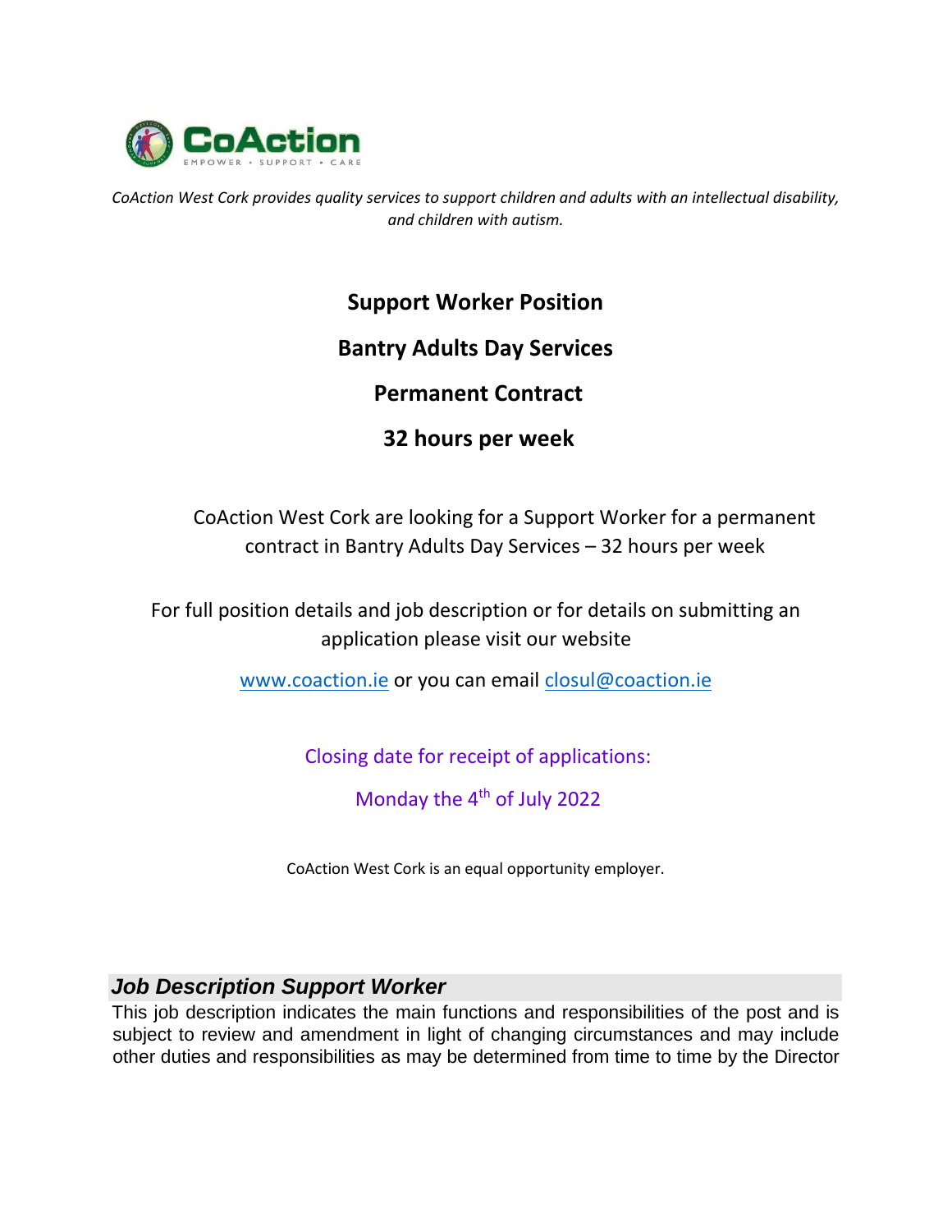CoAction

EMPOWER • SUPPORT • CARE

*CoAction West Cork provides quality services to support children and adults with an intellectual disability, and children with autism.*

**Support Worker Position**

**Bantry Adults Day Services**

**Permanent Contract**

**32 hours per week**

CoAction West Cork are looking for a Support Worker for a permanent contract in Bantry Adults Day Services – 32 hours per week

For full position details and job description or for details on submitting an application please visit our website

www.coaction.ie or you can email closul@coaction.ie

Closing date for receipt of applications:

Monday the 4th of July 2022

CoAction West Cork is an equal opportunity employer.

## *Job Description Support Worker*

This job description indicates the main functions and responsibilities of the post and is subject to review and amendment in light of changing circumstances and may include other duties and responsibilities as may be determined from time to time by the Director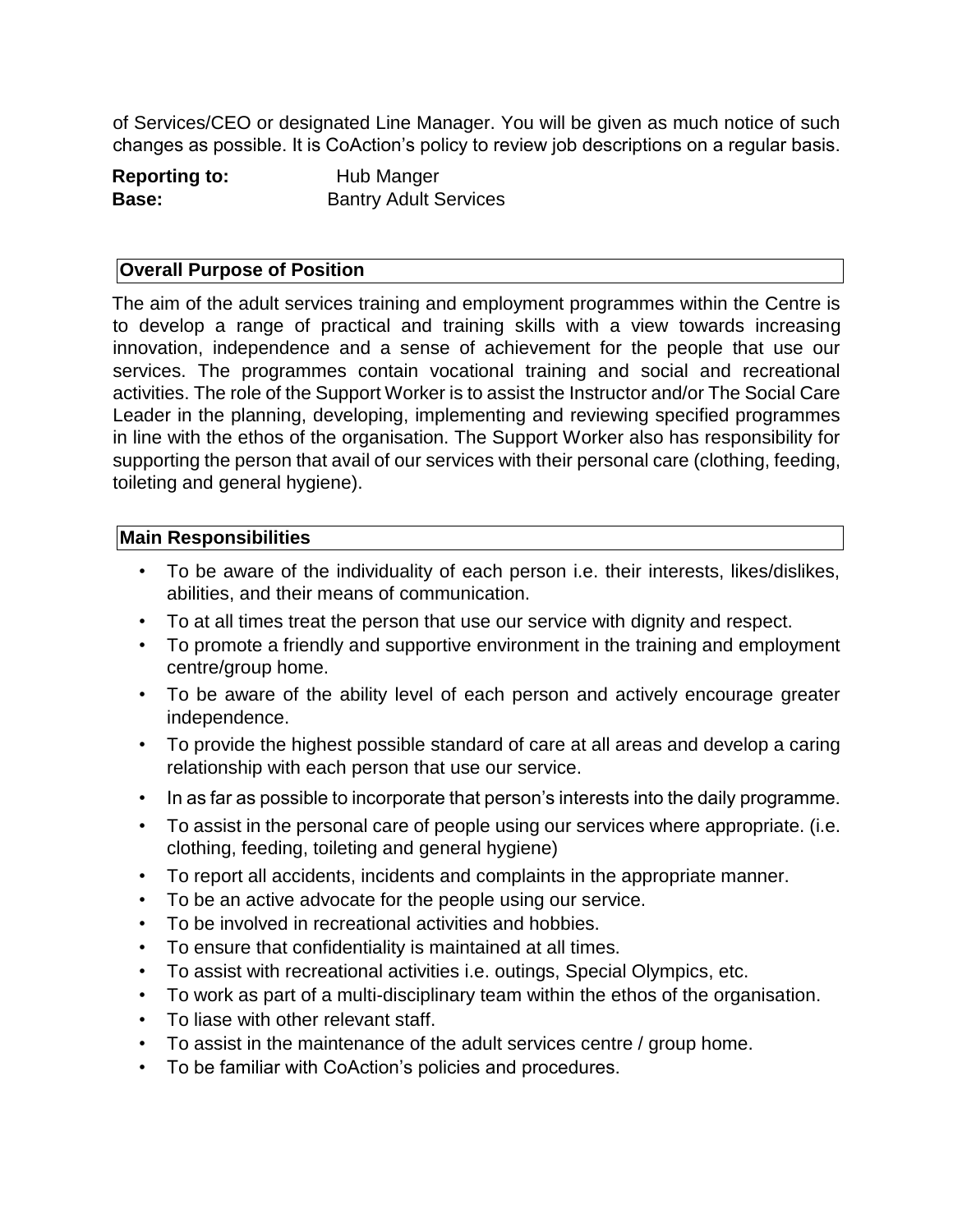of Services/CEO or designated Line Manager. You will be given as much notice of such changes as possible. It is CoAction's policy to review job descriptions on a regular basis.

**Reporting to:** Hub Manger
**Base:** Bantry Adult Services

## Overall Purpose of Position

The aim of the adult services training and employment programmes within the Centre is to develop a range of practical and training skills with a view towards increasing innovation, independence and a sense of achievement for the people that use our services. The programmes contain vocational training and social and recreational activities. The role of the Support Worker is to assist the Instructor and/or The Social Care Leader in the planning, developing, implementing and reviewing specified programmes in line with the ethos of the organisation. The Support Worker also has responsibility for supporting the person that avail of our services with their personal care (clothing, feeding, toileting and general hygiene).

## Main Responsibilities

- To be aware of the individuality of each person i.e. their interests, likes/dislikes, abilities, and their means of communication.
- To at all times treat the person that use our service with dignity and respect.
- To promote a friendly and supportive environment in the training and employment centre/group home.
- To be aware of the ability level of each person and actively encourage greater independence.
- To provide the highest possible standard of care at all areas and develop a caring relationship with each person that use our service.
- In as far as possible to incorporate that person's interests into the daily programme.
- To assist in the personal care of people using our services where appropriate. (i.e. clothing, feeding, toileting and general hygiene)
- To report all accidents, incidents and complaints in the appropriate manner.
- To be an active advocate for the people using our service.
- To be involved in recreational activities and hobbies.
- To ensure that confidentiality is maintained at all times.
- To assist with recreational activities i.e. outings, Special Olympics, etc.
- To work as part of a multi-disciplinary team within the ethos of the organisation.
- To liase with other relevant staff.
- To assist in the maintenance of the adult services centre / group home.
- To be familiar with CoAction's policies and procedures.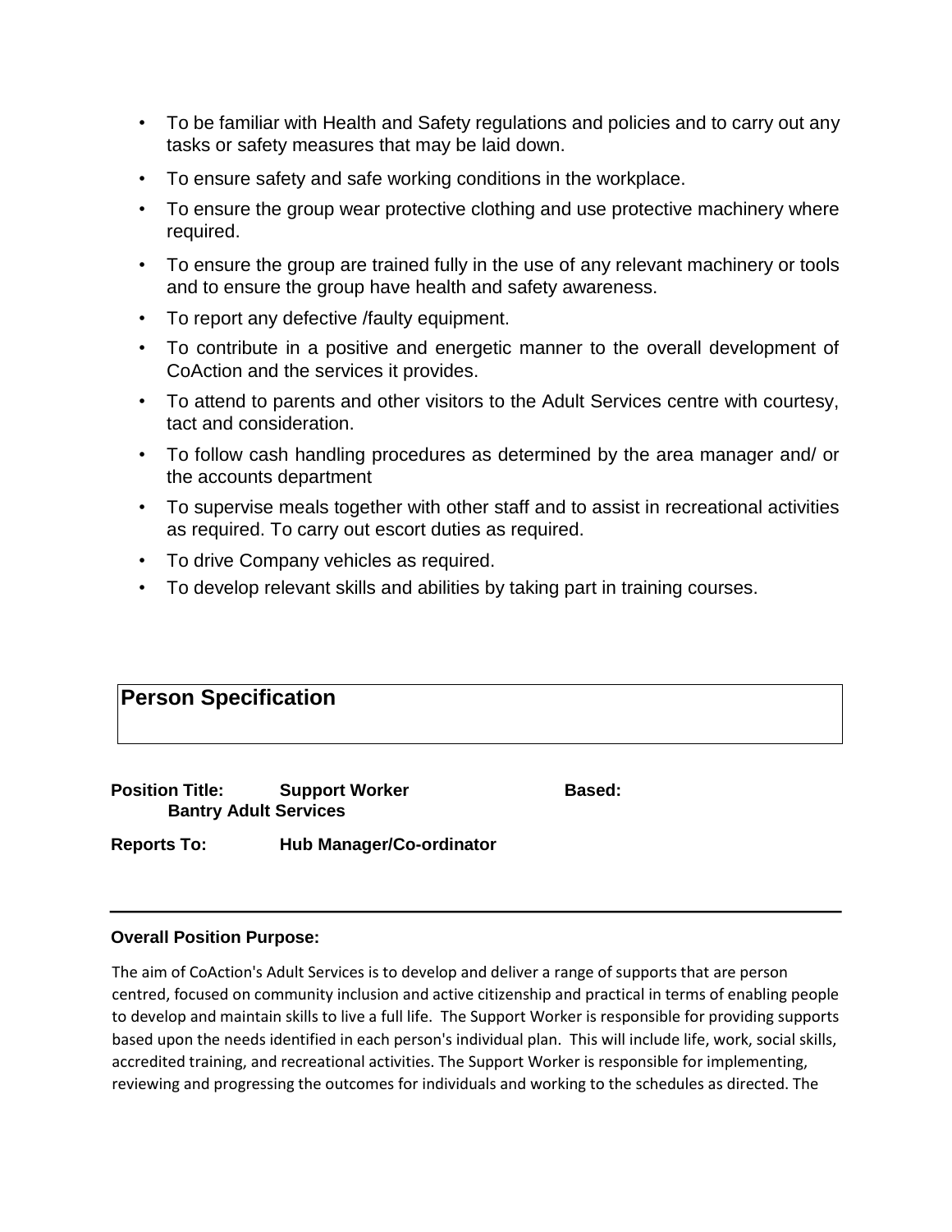- To be familiar with Health and Safety regulations and policies and to carry out any tasks or safety measures that may be laid down.
- To ensure safety and safe working conditions in the workplace.
- To ensure the group wear protective clothing and use protective machinery where required.
- To ensure the group are trained fully in the use of any relevant machinery or tools and to ensure the group have health and safety awareness.
- To report any defective /faulty equipment.
- To contribute in a positive and energetic manner to the overall development of CoAction and the services it provides.
- To attend to parents and other visitors to the Adult Services centre with courtesy, tact and consideration.
- To follow cash handling procedures as determined by the area manager and/ or the accounts department
- To supervise meals together with other staff and to assist in recreational activities as required. To carry out escort duties as required.
- To drive Company vehicles as required.
- To develop relevant skills and abilities by taking part in training courses.

## Person Specification

**Position Title:** **Support Worker** **Based:** **Bantry Adult Services**

**Reports To:** **Hub Manager/Co-ordinator**

---

**Overall Position Purpose:**

The aim of CoAction's Adult Services is to develop and deliver a range of supports that are person centred, focused on community inclusion and active citizenship and practical in terms of enabling people to develop and maintain skills to live a full life. The Support Worker is responsible for providing supports based upon the needs identified in each person's individual plan. This will include life, work, social skills, accredited training, and recreational activities. The Support Worker is responsible for implementing, reviewing and progressing the outcomes for individuals and working to the schedules as directed. The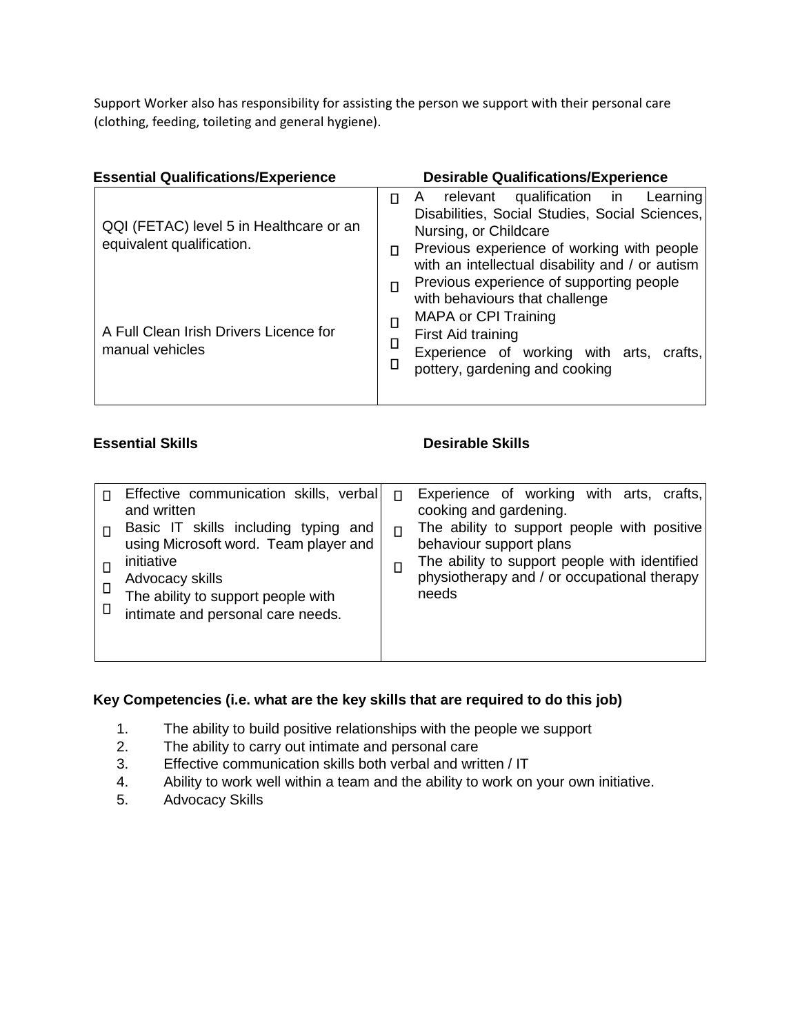Support Worker also has responsibility for assisting the person we support with their personal care (clothing, feeding, toileting and general hygiene).

| Essential Qualifications/Experience | Desirable Qualifications/Experience |
| --- | --- |
| QQI (FETAC) level 5 in Healthcare or an equivalent qualification.<br><br>A Full Clean Irish Drivers Licence for manual vehicles | - A relevant qualification in Learning Disabilities, Social Studies, Social Sciences, Nursing, or Childcare<br>- Previous experience of working with people with an intellectual disability and / or autism<br>- Previous experience of supporting people with behaviours that challenge<br>- MAPA or CPI Training<br>- First Aid training<br>- Experience of working with arts, crafts, pottery, gardening and cooking |

| Essential Skills | Desirable Skills |
| --- | --- |
| - Effective communication skills, verbal and written<br>- Basic IT skills including typing and using Microsoft word. Team player and initiative<br>- Advocacy skills<br>- The ability to support people with intimate and personal care needs. | - Experience of working with arts, crafts, cooking and gardening.<br>- The ability to support people with positive behaviour support plans<br>- The ability to support people with identified physiotherapy and / or occupational therapy needs |

**Key Competencies (i.e. what are the key skills that are required to do this job)**

1. The ability to build positive relationships with the people we support
2. The ability to carry out intimate and personal care
3. Effective communication skills both verbal and written / IT
4. Ability to work well within a team and the ability to work on your own initiative.
5. Advocacy Skills